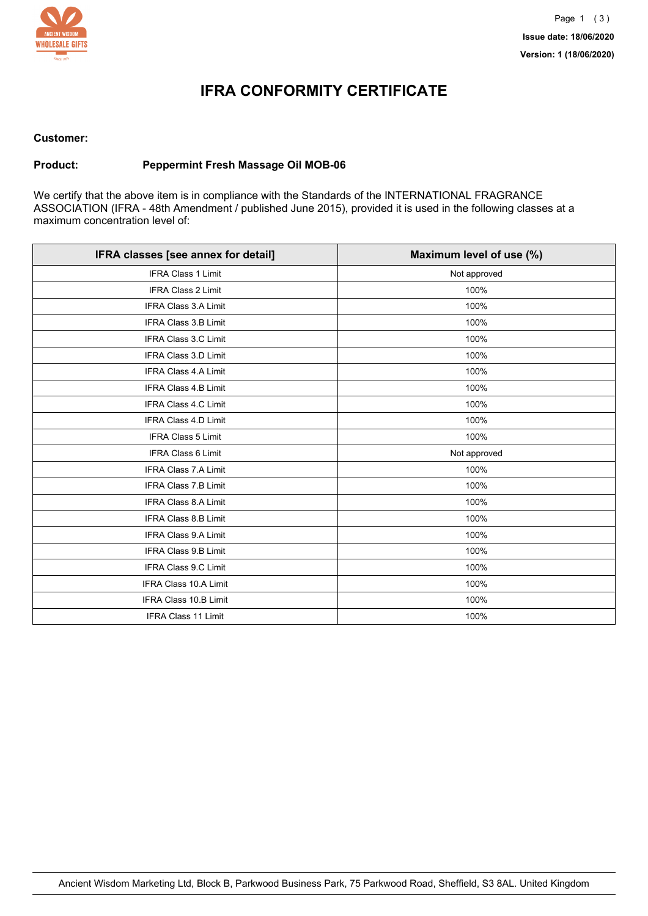Issue date: 18/06/2020

Version: 1 (18/06/2020)

# IFRA CONFORMITY CERTIFICATE

**Customer:**

**Product:** **Peppermint Fresh Massage Oil MOB-06**

We certify that the above item is in compliance with the Standards of the INTERNATIONAL FRAGRANCE ASSOCIATION (IFRA - 48th Amendment / published June 2015), provided it is used in the following classes at a maximum concentration level of:

| IFRA classes [see annex for detail] | Maximum level of use (%) |
|---|---|
| IFRA Class 1 Limit | Not approved |
| IFRA Class 2 Limit | 100% |
| IFRA Class 3.A Limit | 100% |
| IFRA Class 3.B Limit | 100% |
| IFRA Class 3.C Limit | 100% |
| IFRA Class 3.D Limit | 100% |
| IFRA Class 4.A Limit | 100% |
| IFRA Class 4.B Limit | 100% |
| IFRA Class 4.C Limit | 100% |
| IFRA Class 4.D Limit | 100% |
| IFRA Class 5 Limit | 100% |
| IFRA Class 6 Limit | Not approved |
| IFRA Class 7.A Limit | 100% |
| IFRA Class 7.B Limit | 100% |
| IFRA Class 8.A Limit | 100% |
| IFRA Class 8.B Limit | 100% |
| IFRA Class 9.A Limit | 100% |
| IFRA Class 9.B Limit | 100% |
| IFRA Class 9.C Limit | 100% |
| IFRA Class 10.A Limit | 100% |
| IFRA Class 10.B Limit | 100% |
| IFRA Class 11 Limit | 100% |

Ancient Wisdom Marketing Ltd, Block B, Parkwood Business Park, 75 Parkwood Road, Sheffield, S3 8AL. United Kingdom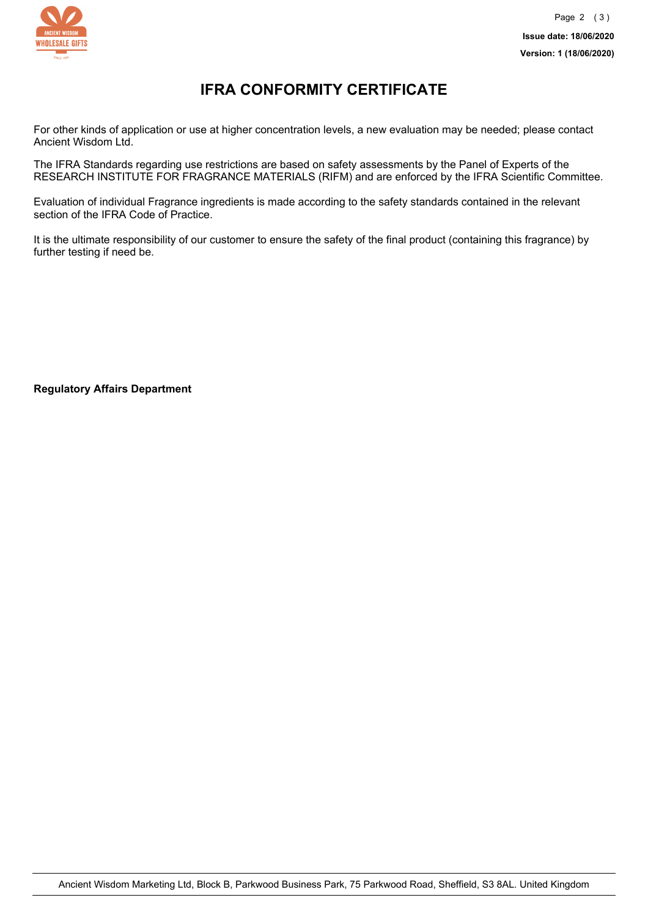# IFRA CONFORMITY CERTIFICATE

For other kinds of application or use at higher concentration levels, a new evaluation may be needed; please contact Ancient Wisdom Ltd.

The IFRA Standards regarding use restrictions are based on safety assessments by the Panel of Experts of the RESEARCH INSTITUTE FOR FRAGRANCE MATERIALS (RIFM) and are enforced by the IFRA Scientific Committee.

Evaluation of individual Fragrance ingredients is made according to the safety standards contained in the relevant section of the IFRA Code of Practice.

It is the ultimate responsibility of our customer to ensure the safety of the final product (containing this fragrance) by further testing if need be.

**Regulatory Affairs Department**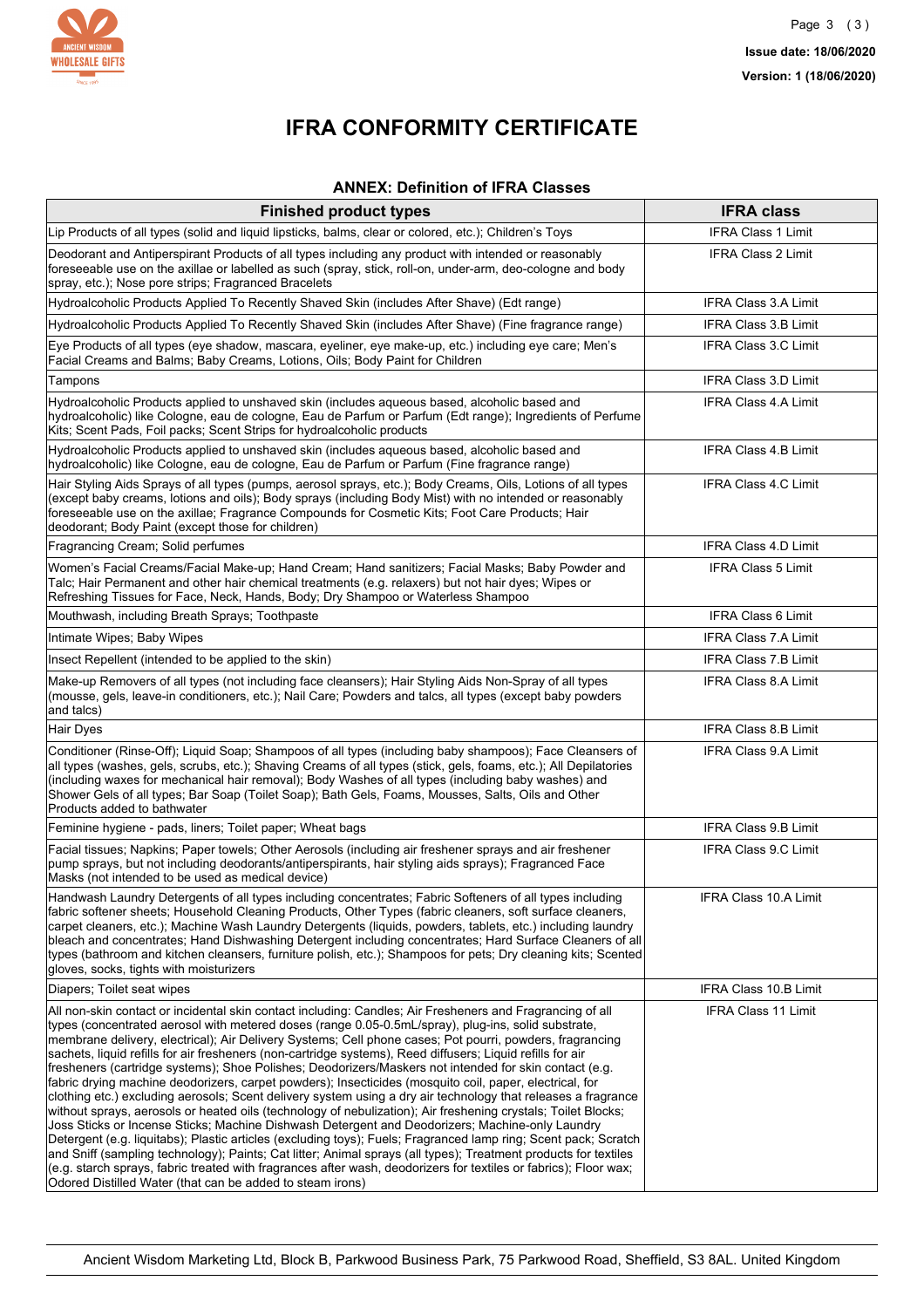# IFRA CONFORMITY CERTIFICATE

## ANNEX: Definition of IFRA Classes

| Finished product types | IFRA class |
|---|---|
| Lip Products of all types (solid and liquid lipsticks, balms, clear or colored, etc.); Children's Toys | IFRA Class 1 Limit |
| Deodorant and Antiperspirant Products of all types including any product with intended or reasonably foreseeable use on the axillae or labelled as such (spray, stick, roll-on, under-arm, deo-cologne and body spray, etc.); Nose pore strips; Fragranced Bracelets | IFRA Class 2 Limit |
| Hydroalcoholic Products Applied To Recently Shaved Skin (includes After Shave) (Edt range) | IFRA Class 3.A Limit |
| Hydroalcoholic Products Applied To Recently Shaved Skin (includes After Shave) (Fine fragrance range) | IFRA Class 3.B Limit |
| Eye Products of all types (eye shadow, mascara, eyeliner, eye make-up, etc.) including eye care; Men's Facial Creams and Balms; Baby Creams, Lotions, Oils; Body Paint for Children | IFRA Class 3.C Limit |
| Tampons | IFRA Class 3.D Limit |
| Hydroalcoholic Products applied to unshaved skin (includes aqueous based, alcoholic based and hydroalcoholic) like Cologne, eau de cologne, Eau de Parfum or Parfum (Edt range); Ingredients of Perfume Kits; Scent Pads, Foil packs; Scent Strips for hydroalcoholic products | IFRA Class 4.A Limit |
| Hydroalcoholic Products applied to unshaved skin (includes aqueous based, alcoholic based and hydroalcoholic) like Cologne, eau de cologne, Eau de Parfum or Parfum (Fine fragrance range) | IFRA Class 4.B Limit |
| Hair Styling Aids Sprays of all types (pumps, aerosol sprays, etc.); Body Creams, Oils, Lotions of all types (except baby creams, lotions and oils); Body sprays (including Body Mist) with no intended or reasonably foreseeable use on the axillae; Fragrance Compounds for Cosmetic Kits; Foot Care Products; Hair deodorant; Body Paint (except those for children) | IFRA Class 4.C Limit |
| Fragrancing Cream; Solid perfumes | IFRA Class 4.D Limit |
| Women's Facial Creams/Facial Make-up; Hand Cream; Hand sanitizers; Facial Masks; Baby Powder and Talc; Hair Permanent and other hair chemical treatments (e.g. relaxers) but not hair dyes; Wipes or Refreshing Tissues for Face, Neck, Hands, Body; Dry Shampoo or Waterless Shampoo | IFRA Class 5 Limit |
| Mouthwash, including Breath Sprays; Toothpaste | IFRA Class 6 Limit |
| Intimate Wipes; Baby Wipes | IFRA Class 7.A Limit |
| Insect Repellent (intended to be applied to the skin) | IFRA Class 7.B Limit |
| Make-up Removers of all types (not including face cleansers); Hair Styling Aids Non-Spray of all types (mousse, gels, leave-in conditioners, etc.); Nail Care; Powders and talcs, all types (except baby powders and talcs) | IFRA Class 8.A Limit |
| Hair Dyes | IFRA Class 8.B Limit |
| Conditioner (Rinse-Off); Liquid Soap; Shampoos of all types (including baby shampoos); Face Cleansers of all types (washes, gels, scrubs, etc.); Shaving Creams of all types (stick, gels, foams, etc.); All Depilatories (including waxes for mechanical hair removal); Body Washes of all types (including baby washes) and Shower Gels of all types; Bar Soap (Toilet Soap); Bath Gels, Foams, Mousses, Salts, Oils and Other Products added to bathwater | IFRA Class 9.A Limit |
| Feminine hygiene - pads, liners; Toilet paper; Wheat bags | IFRA Class 9.B Limit |
| Facial tissues; Napkins; Paper towels; Other Aerosols (including air freshener sprays and air freshener pump sprays, but not including deodorants/antiperspirants, hair styling aids sprays); Fragranced Face Masks (not intended to be used as medical device) | IFRA Class 9.C Limit |
| Handwash Laundry Detergents of all types including concentrates; Fabric Softeners of all types including fabric softener sheets; Household Cleaning Products, Other Types (fabric cleaners, soft surface cleaners, carpet cleaners, etc.); Machine Wash Laundry Detergents (liquids, powders, tablets, etc.) including laundry bleach and concentrates; Hand Dishwashing Detergent including concentrates; Hard Surface Cleaners of all types (bathroom and kitchen cleansers, furniture polish, etc.); Shampoos for pets; Dry cleaning kits; Scented gloves, socks, tights with moisturizers | IFRA Class 10.A Limit |
| Diapers; Toilet seat wipes | IFRA Class 10.B Limit |
| All non-skin contact or incidental skin contact including: Candles; Air Fresheners and Fragrancing of all types (concentrated aerosol with metered doses (range 0.05-0.5mL/spray), plug-ins, solid substrate, membrane delivery, electrical); Air Delivery Systems; Cell phone cases; Pot pourri, powders, fragrancing sachets, liquid refills for air fresheners (non-cartridge systems), Reed diffusers; Liquid refills for air fresheners (cartridge systems); Shoe Polishes; Deodorizers/Maskers not intended for skin contact (e.g. fabric drying machine deodorizers, carpet powders); Insecticides (mosquito coil, paper, electrical, for clothing etc.) excluding aerosols; Scent delivery system using a dry air technology that releases a fragrance without sprays, aerosols or heated oils (technology of nebulization); Air freshening crystals; Toilet Blocks; Joss Sticks or Incense Sticks; Machine Dishwash Detergent and Deodorizers; Machine-only Laundry Detergent (e.g. liquitabs); Plastic articles (excluding toys); Fuels; Fragranced lamp ring; Scent pack; Scratch and Sniff (sampling technology); Paints; Cat litter; Animal sprays (all types); Treatment products for textiles (e.g. starch sprays, fabric treated with fragrances after wash, deodorizers for textiles or fabrics); Floor wax; Odored Distilled Water (that can be added to steam irons) | IFRA Class 11 Limit |